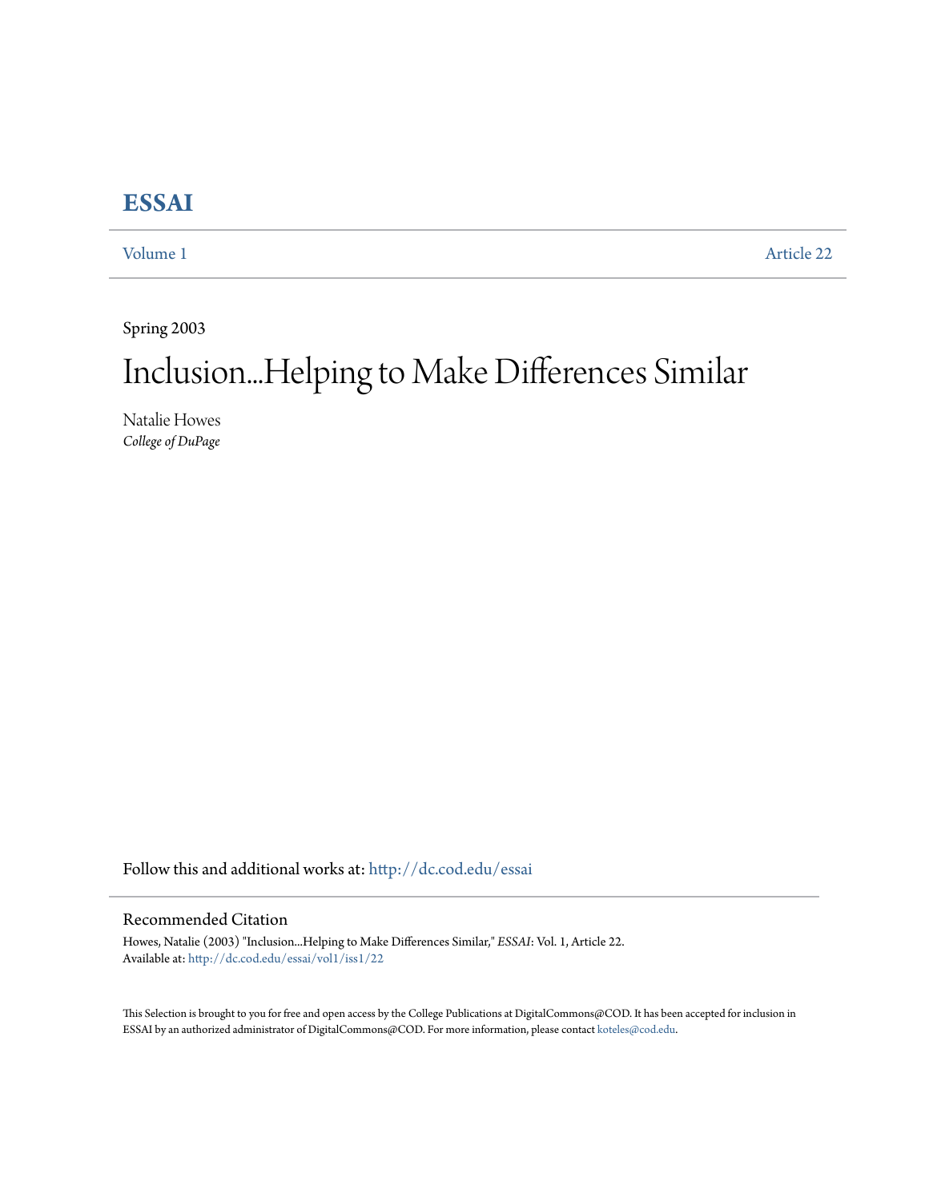# ESSAI

Volume 1 Article 22

Spring 2003

## Inclusion...Helping to Make Differences Similar

Natalie Howes
*College of DuPage*

Follow this and additional works at: http://dc.cod.edu/essai

### Recommended Citation

Howes, Natalie (2003) "Inclusion...Helping to Make Differences Similar," *ESSAI*: Vol. 1, Article 22.
Available at: http://dc.cod.edu/essai/vol1/iss1/22

This Selection is brought to you for free and open access by the College Publications at DigitalCommons@COD. It has been accepted for inclusion in ESSAI by an authorized administrator of DigitalCommons@COD. For more information, please contact koteles@cod.edu.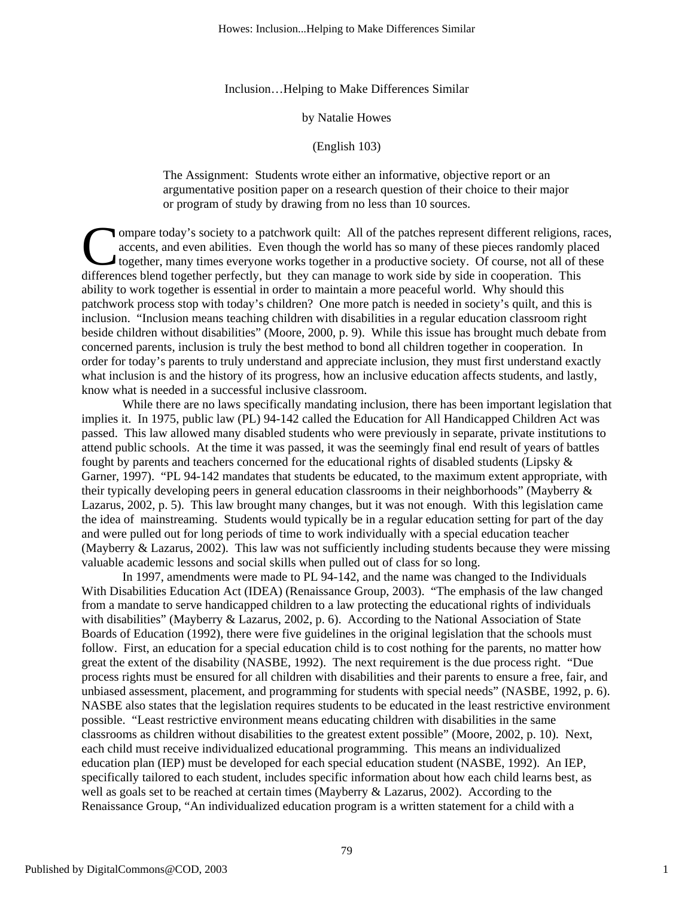Inclusion…Helping to Make Differences Similar

by Natalie Howes

(English 103)

> The Assignment: Students wrote either an informative, objective report or an argumentative position paper on a research question of their choice to their major or program of study by drawing from no less than 10 sources.

Compare today's society to a patchwork quilt: All of the patches represent different religions, races, accents, and even abilities. Even though the world has so many of these pieces randomly placed together, many times everyone works together in a productive society. Of course, not all of these differences blend together perfectly, but they can manage to work side by side in cooperation. This ability to work together is essential in order to maintain a more peaceful world. Why should this patchwork process stop with today's children? One more patch is needed in society's quilt, and this is inclusion. "Inclusion means teaching children with disabilities in a regular education classroom right beside children without disabilities" (Moore, 2000, p. 9). While this issue has brought much debate from concerned parents, inclusion is truly the best method to bond all children together in cooperation. In order for today's parents to truly understand and appreciate inclusion, they must first understand exactly what inclusion is and the history of its progress, how an inclusive education affects students, and lastly, know what is needed in a successful inclusive classroom.

While there are no laws specifically mandating inclusion, there has been important legislation that implies it. In 1975, public law (PL) 94-142 called the Education for All Handicapped Children Act was passed. This law allowed many disabled students who were previously in separate, private institutions to attend public schools. At the time it was passed, it was the seemingly final end result of years of battles fought by parents and teachers concerned for the educational rights of disabled students (Lipsky & Garner, 1997). "PL 94-142 mandates that students be educated, to the maximum extent appropriate, with their typically developing peers in general education classrooms in their neighborhoods" (Mayberry & Lazarus, 2002, p. 5). This law brought many changes, but it was not enough. With this legislation came the idea of mainstreaming. Students would typically be in a regular education setting for part of the day and were pulled out for long periods of time to work individually with a special education teacher (Mayberry & Lazarus, 2002). This law was not sufficiently including students because they were missing valuable academic lessons and social skills when pulled out of class for so long.

In 1997, amendments were made to PL 94-142, and the name was changed to the Individuals With Disabilities Education Act (IDEA) (Renaissance Group, 2003). "The emphasis of the law changed from a mandate to serve handicapped children to a law protecting the educational rights of individuals with disabilities" (Mayberry & Lazarus, 2002, p. 6). According to the National Association of State Boards of Education (1992), there were five guidelines in the original legislation that the schools must follow. First, an education for a special education child is to cost nothing for the parents, no matter how great the extent of the disability (NASBE, 1992). The next requirement is the due process right. "Due process rights must be ensured for all children with disabilities and their parents to ensure a free, fair, and unbiased assessment, placement, and programming for students with special needs" (NASBE, 1992, p. 6). NASBE also states that the legislation requires students to be educated in the least restrictive environment possible. "Least restrictive environment means educating children with disabilities in the same classrooms as children without disabilities to the greatest extent possible" (Moore, 2002, p. 10). Next, each child must receive individualized educational programming. This means an individualized education plan (IEP) must be developed for each special education student (NASBE, 1992). An IEP, specifically tailored to each student, includes specific information about how each child learns best, as well as goals set to be reached at certain times (Mayberry & Lazarus, 2002). According to the Renaissance Group, "An individualized education program is a written statement for a child with a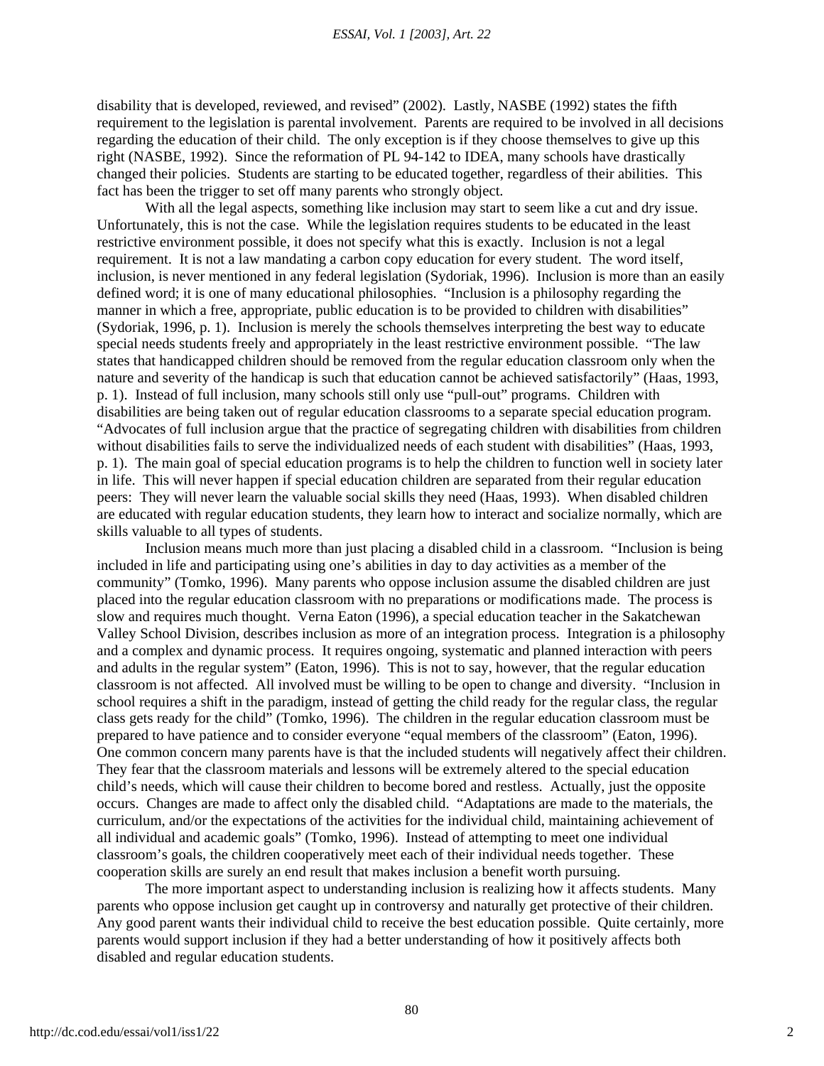disability that is developed, reviewed, and revised" (2002). Lastly, NASBE (1992) states the fifth requirement to the legislation is parental involvement. Parents are required to be involved in all decisions regarding the education of their child. The only exception is if they choose themselves to give up this right (NASBE, 1992). Since the reformation of PL 94-142 to IDEA, many schools have drastically changed their policies. Students are starting to be educated together, regardless of their abilities. This fact has been the trigger to set off many parents who strongly object.

With all the legal aspects, something like inclusion may start to seem like a cut and dry issue. Unfortunately, this is not the case. While the legislation requires students to be educated in the least restrictive environment possible, it does not specify what this is exactly. Inclusion is not a legal requirement. It is not a law mandating a carbon copy education for every student. The word itself, inclusion, is never mentioned in any federal legislation (Sydoriak, 1996). Inclusion is more than an easily defined word; it is one of many educational philosophies. "Inclusion is a philosophy regarding the manner in which a free, appropriate, public education is to be provided to children with disabilities" (Sydoriak, 1996, p. 1). Inclusion is merely the schools themselves interpreting the best way to educate special needs students freely and appropriately in the least restrictive environment possible. "The law states that handicapped children should be removed from the regular education classroom only when the nature and severity of the handicap is such that education cannot be achieved satisfactorily" (Haas, 1993, p. 1). Instead of full inclusion, many schools still only use "pull-out" programs. Children with disabilities are being taken out of regular education classrooms to a separate special education program. "Advocates of full inclusion argue that the practice of segregating children with disabilities from children without disabilities fails to serve the individualized needs of each student with disabilities" (Haas, 1993, p. 1). The main goal of special education programs is to help the children to function well in society later in life. This will never happen if special education children are separated from their regular education peers: They will never learn the valuable social skills they need (Haas, 1993). When disabled children are educated with regular education students, they learn how to interact and socialize normally, which are skills valuable to all types of students.

Inclusion means much more than just placing a disabled child in a classroom. "Inclusion is being included in life and participating using one's abilities in day to day activities as a member of the community" (Tomko, 1996). Many parents who oppose inclusion assume the disabled children are just placed into the regular education classroom with no preparations or modifications made. The process is slow and requires much thought. Verna Eaton (1996), a special education teacher in the Sakatchewan Valley School Division, describes inclusion as more of an integration process. Integration is a philosophy and a complex and dynamic process. It requires ongoing, systematic and planned interaction with peers and adults in the regular system" (Eaton, 1996). This is not to say, however, that the regular education classroom is not affected. All involved must be willing to be open to change and diversity. "Inclusion in school requires a shift in the paradigm, instead of getting the child ready for the regular class, the regular class gets ready for the child" (Tomko, 1996). The children in the regular education classroom must be prepared to have patience and to consider everyone "equal members of the classroom" (Eaton, 1996). One common concern many parents have is that the included students will negatively affect their children. They fear that the classroom materials and lessons will be extremely altered to the special education child's needs, which will cause their children to become bored and restless. Actually, just the opposite occurs. Changes are made to affect only the disabled child. "Adaptations are made to the materials, the curriculum, and/or the expectations of the activities for the individual child, maintaining achievement of all individual and academic goals" (Tomko, 1996). Instead of attempting to meet one individual classroom's goals, the children cooperatively meet each of their individual needs together. These cooperation skills are surely an end result that makes inclusion a benefit worth pursuing.

The more important aspect to understanding inclusion is realizing how it affects students. Many parents who oppose inclusion get caught up in controversy and naturally get protective of their children. Any good parent wants their individual child to receive the best education possible. Quite certainly, more parents would support inclusion if they had a better understanding of how it positively affects both disabled and regular education students.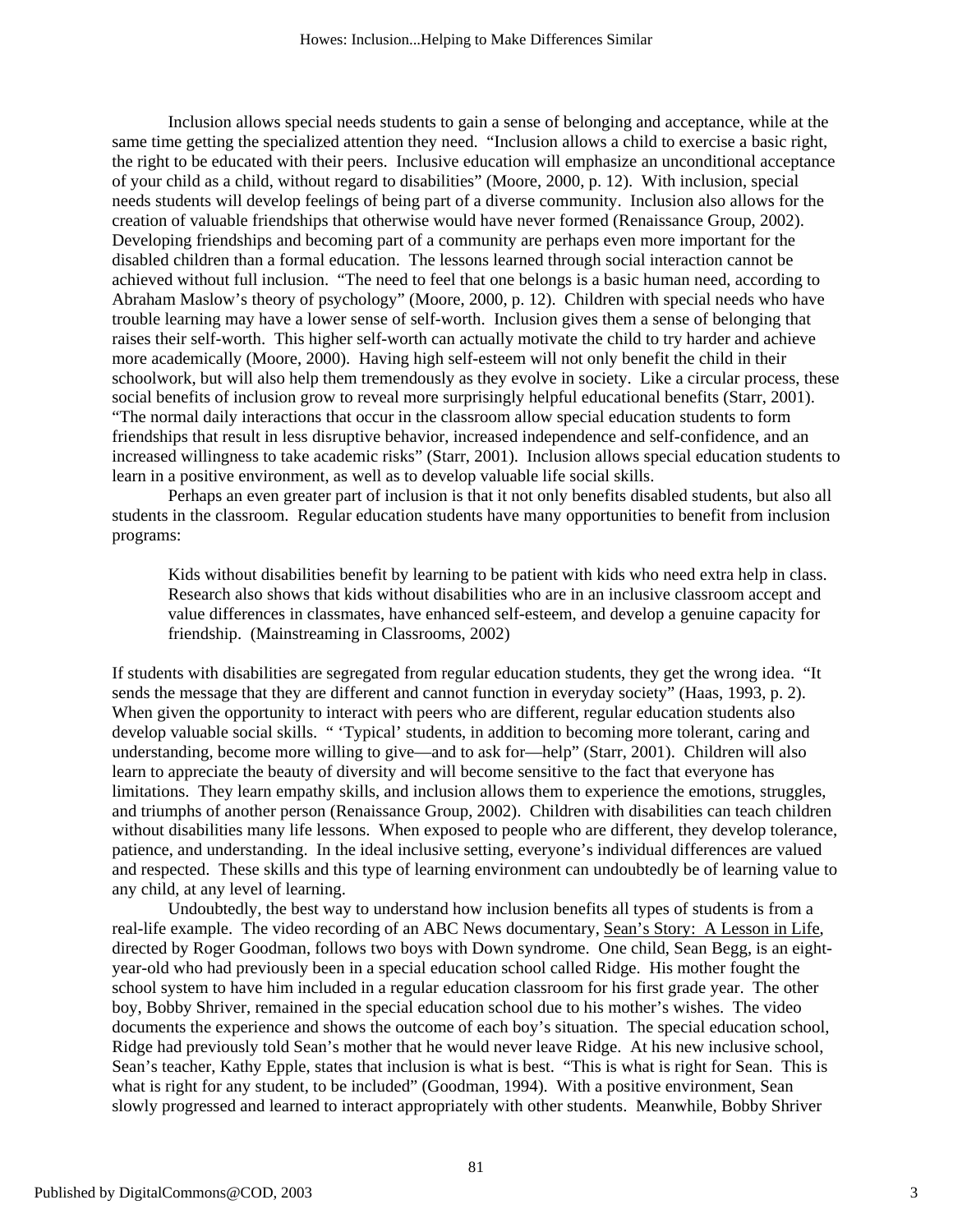Inclusion allows special needs students to gain a sense of belonging and acceptance, while at the same time getting the specialized attention they need. "Inclusion allows a child to exercise a basic right, the right to be educated with their peers. Inclusive education will emphasize an unconditional acceptance of your child as a child, without regard to disabilities" (Moore, 2000, p. 12). With inclusion, special needs students will develop feelings of being part of a diverse community. Inclusion also allows for the creation of valuable friendships that otherwise would have never formed (Renaissance Group, 2002). Developing friendships and becoming part of a community are perhaps even more important for the disabled children than a formal education. The lessons learned through social interaction cannot be achieved without full inclusion. "The need to feel that one belongs is a basic human need, according to Abraham Maslow's theory of psychology" (Moore, 2000, p. 12). Children with special needs who have trouble learning may have a lower sense of self-worth. Inclusion gives them a sense of belonging that raises their self-worth. This higher self-worth can actually motivate the child to try harder and achieve more academically (Moore, 2000). Having high self-esteem will not only benefit the child in their schoolwork, but will also help them tremendously as they evolve in society. Like a circular process, these social benefits of inclusion grow to reveal more surprisingly helpful educational benefits (Starr, 2001). "The normal daily interactions that occur in the classroom allow special education students to form friendships that result in less disruptive behavior, increased independence and self-confidence, and an increased willingness to take academic risks" (Starr, 2001). Inclusion allows special education students to learn in a positive environment, as well as to develop valuable life social skills.

Perhaps an even greater part of inclusion is that it not only benefits disabled students, but also all students in the classroom. Regular education students have many opportunities to benefit from inclusion programs:

> Kids without disabilities benefit by learning to be patient with kids who need extra help in class. Research also shows that kids without disabilities who are in an inclusive classroom accept and value differences in classmates, have enhanced self-esteem, and develop a genuine capacity for friendship. (Mainstreaming in Classrooms, 2002)

If students with disabilities are segregated from regular education students, they get the wrong idea. "It sends the message that they are different and cannot function in everyday society" (Haas, 1993, p. 2). When given the opportunity to interact with peers who are different, regular education students also develop valuable social skills. " 'Typical' students, in addition to becoming more tolerant, caring and understanding, become more willing to give—and to ask for—help" (Starr, 2001). Children will also learn to appreciate the beauty of diversity and will become sensitive to the fact that everyone has limitations. They learn empathy skills, and inclusion allows them to experience the emotions, struggles, and triumphs of another person (Renaissance Group, 2002). Children with disabilities can teach children without disabilities many life lessons. When exposed to people who are different, they develop tolerance, patience, and understanding. In the ideal inclusive setting, everyone's individual differences are valued and respected. These skills and this type of learning environment can undoubtedly be of learning value to any child, at any level of learning.

Undoubtedly, the best way to understand how inclusion benefits all types of students is from a real-life example. The video recording of an ABC News documentary, Sean's Story: A Lesson in Life, directed by Roger Goodman, follows two boys with Down syndrome. One child, Sean Begg, is an eight-year-old who had previously been in a special education school called Ridge. His mother fought the school system to have him included in a regular education classroom for his first grade year. The other boy, Bobby Shriver, remained in the special education school due to his mother's wishes. The video documents the experience and shows the outcome of each boy's situation. The special education school, Ridge had previously told Sean's mother that he would never leave Ridge. At his new inclusive school, Sean's teacher, Kathy Epple, states that inclusion is what is best. "This is what is right for Sean. This is what is right for any student, to be included" (Goodman, 1994). With a positive environment, Sean slowly progressed and learned to interact appropriately with other students. Meanwhile, Bobby Shriver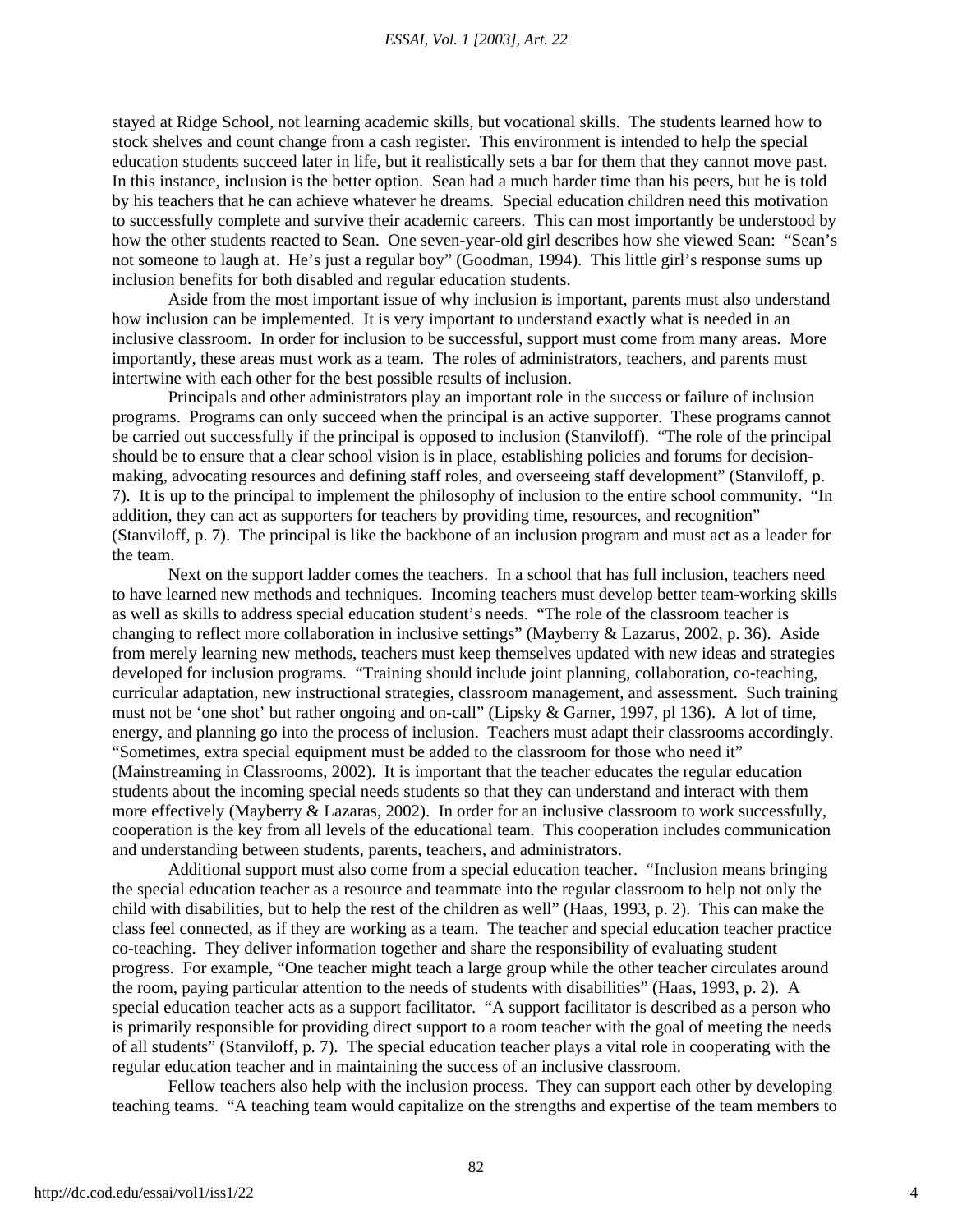stayed at Ridge School, not learning academic skills, but vocational skills. The students learned how to stock shelves and count change from a cash register. This environment is intended to help the special education students succeed later in life, but it realistically sets a bar for them that they cannot move past. In this instance, inclusion is the better option. Sean had a much harder time than his peers, but he is told by his teachers that he can achieve whatever he dreams. Special education children need this motivation to successfully complete and survive their academic careers. This can most importantly be understood by how the other students reacted to Sean. One seven-year-old girl describes how she viewed Sean: "Sean's not someone to laugh at. He's just a regular boy" (Goodman, 1994). This little girl's response sums up inclusion benefits for both disabled and regular education students.

Aside from the most important issue of why inclusion is important, parents must also understand how inclusion can be implemented. It is very important to understand exactly what is needed in an inclusive classroom. In order for inclusion to be successful, support must come from many areas. More importantly, these areas must work as a team. The roles of administrators, teachers, and parents must intertwine with each other for the best possible results of inclusion.

Principals and other administrators play an important role in the success or failure of inclusion programs. Programs can only succeed when the principal is an active supporter. These programs cannot be carried out successfully if the principal is opposed to inclusion (Stanviloff). "The role of the principal should be to ensure that a clear school vision is in place, establishing policies and forums for decision-making, advocating resources and defining staff roles, and overseeing staff development" (Stanviloff, p. 7). It is up to the principal to implement the philosophy of inclusion to the entire school community. "In addition, they can act as supporters for teachers by providing time, resources, and recognition" (Stanviloff, p. 7). The principal is like the backbone of an inclusion program and must act as a leader for the team.

Next on the support ladder comes the teachers. In a school that has full inclusion, teachers need to have learned new methods and techniques. Incoming teachers must develop better team-working skills as well as skills to address special education student's needs. "The role of the classroom teacher is changing to reflect more collaboration in inclusive settings" (Mayberry & Lazarus, 2002, p. 36). Aside from merely learning new methods, teachers must keep themselves updated with new ideas and strategies developed for inclusion programs. "Training should include joint planning, collaboration, co-teaching, curricular adaptation, new instructional strategies, classroom management, and assessment. Such training must not be 'one shot' but rather ongoing and on-call" (Lipsky & Garner, 1997, pl 136). A lot of time, energy, and planning go into the process of inclusion. Teachers must adapt their classrooms accordingly. "Sometimes, extra special equipment must be added to the classroom for those who need it" (Mainstreaming in Classrooms, 2002). It is important that the teacher educates the regular education students about the incoming special needs students so that they can understand and interact with them more effectively (Mayberry & Lazaras, 2002). In order for an inclusive classroom to work successfully, cooperation is the key from all levels of the educational team. This cooperation includes communication and understanding between students, parents, teachers, and administrators.

Additional support must also come from a special education teacher. "Inclusion means bringing the special education teacher as a resource and teammate into the regular classroom to help not only the child with disabilities, but to help the rest of the children as well" (Haas, 1993, p. 2). This can make the class feel connected, as if they are working as a team. The teacher and special education teacher practice co-teaching. They deliver information together and share the responsibility of evaluating student progress. For example, "One teacher might teach a large group while the other teacher circulates around the room, paying particular attention to the needs of students with disabilities" (Haas, 1993, p. 2). A special education teacher acts as a support facilitator. "A support facilitator is described as a person who is primarily responsible for providing direct support to a room teacher with the goal of meeting the needs of all students" (Stanviloff, p. 7). The special education teacher plays a vital role in cooperating with the regular education teacher and in maintaining the success of an inclusive classroom.

Fellow teachers also help with the inclusion process. They can support each other by developing teaching teams. "A teaching team would capitalize on the strengths and expertise of the team members to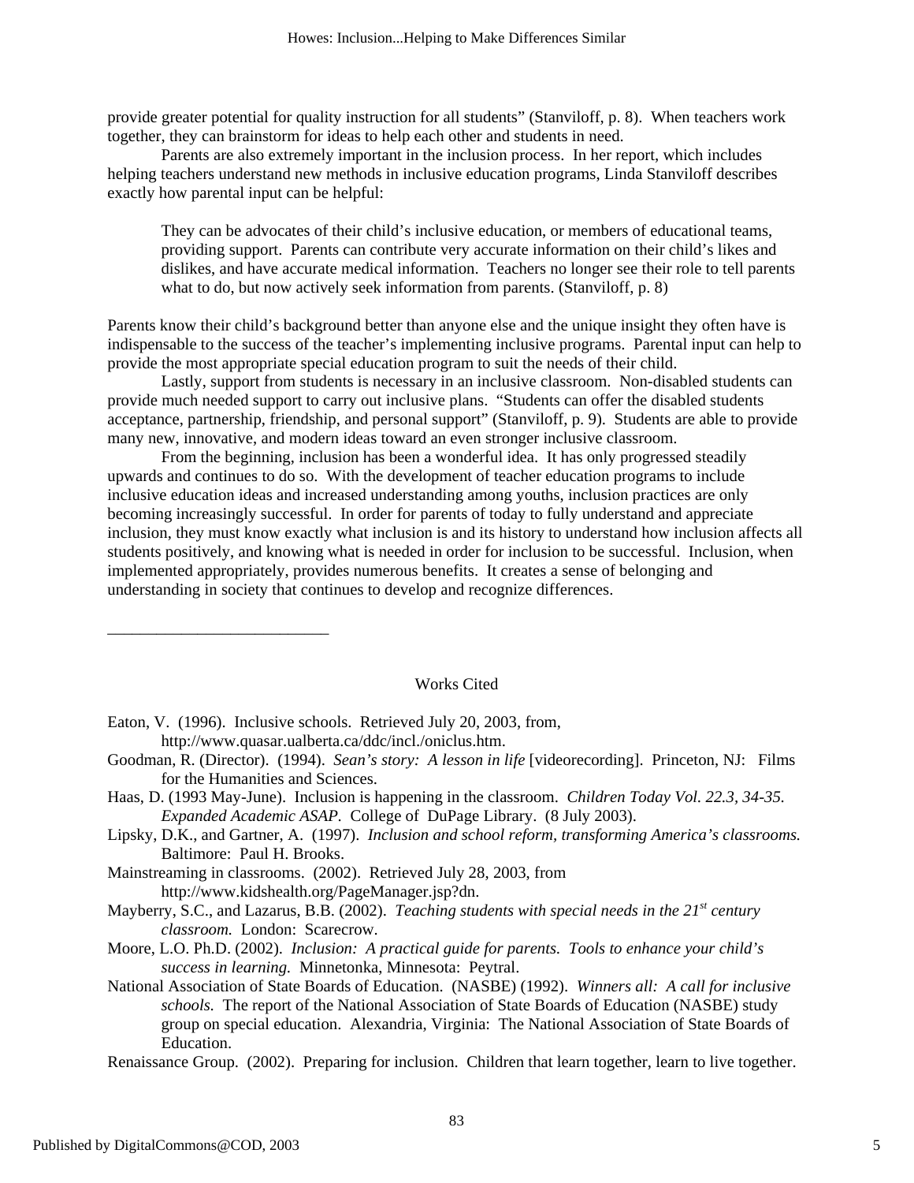provide greater potential for quality instruction for all students" (Stanviloff, p. 8). When teachers work together, they can brainstorm for ideas to help each other and students in need.

Parents are also extremely important in the inclusion process. In her report, which includes helping teachers understand new methods in inclusive education programs, Linda Stanviloff describes exactly how parental input can be helpful:

> They can be advocates of their child's inclusive education, or members of educational teams, providing support. Parents can contribute very accurate information on their child's likes and dislikes, and have accurate medical information. Teachers no longer see their role to tell parents what to do, but now actively seek information from parents. (Stanviloff, p. 8)

Parents know their child's background better than anyone else and the unique insight they often have is indispensable to the success of the teacher's implementing inclusive programs. Parental input can help to provide the most appropriate special education program to suit the needs of their child.

Lastly, support from students is necessary in an inclusive classroom. Non-disabled students can provide much needed support to carry out inclusive plans. "Students can offer the disabled students acceptance, partnership, friendship, and personal support" (Stanviloff, p. 9). Students are able to provide many new, innovative, and modern ideas toward an even stronger inclusive classroom.

From the beginning, inclusion has been a wonderful idea. It has only progressed steadily upwards and continues to do so. With the development of teacher education programs to include inclusive education ideas and increased understanding among youths, inclusion practices are only becoming increasingly successful. In order for parents of today to fully understand and appreciate inclusion, they must know exactly what inclusion is and its history to understand how inclusion affects all students positively, and knowing what is needed in order for inclusion to be successful. Inclusion, when implemented appropriately, provides numerous benefits. It creates a sense of belonging and understanding in society that continues to develop and recognize differences.

___________________________

## Works Cited

Eaton, V. (1996). Inclusive schools. Retrieved July 20, 2003, from, http://www.quasar.ualberta.ca/ddc/incl./oniclus.htm.

Goodman, R. (Director). (1994). *Sean's story: A lesson in life* [videorecording]. Princeton, NJ: Films for the Humanities and Sciences.

Haas, D. (1993 May-June). Inclusion is happening in the classroom. *Children Today Vol. 22.3, 34-35. Expanded Academic ASAP.* College of DuPage Library. (8 July 2003).

Lipsky, D.K., and Gartner, A. (1997). *Inclusion and school reform, transforming America's classrooms.* Baltimore: Paul H. Brooks.

Mainstreaming in classrooms. (2002). Retrieved July 28, 2003, from http://www.kidshealth.org/PageManager.jsp?dn.

Mayberry, S.C., and Lazarus, B.B. (2002). *Teaching students with special needs in the 21st century classroom.* London: Scarecrow.

Moore, L.O. Ph.D. (2002). *Inclusion: A practical guide for parents. Tools to enhance your child's success in learning.* Minnetonka, Minnesota: Peytral.

National Association of State Boards of Education. (NASBE) (1992). *Winners all: A call for inclusive schools.* The report of the National Association of State Boards of Education (NASBE) study group on special education. Alexandria, Virginia: The National Association of State Boards of Education.

Renaissance Group. (2002). Preparing for inclusion. Children that learn together, learn to live together.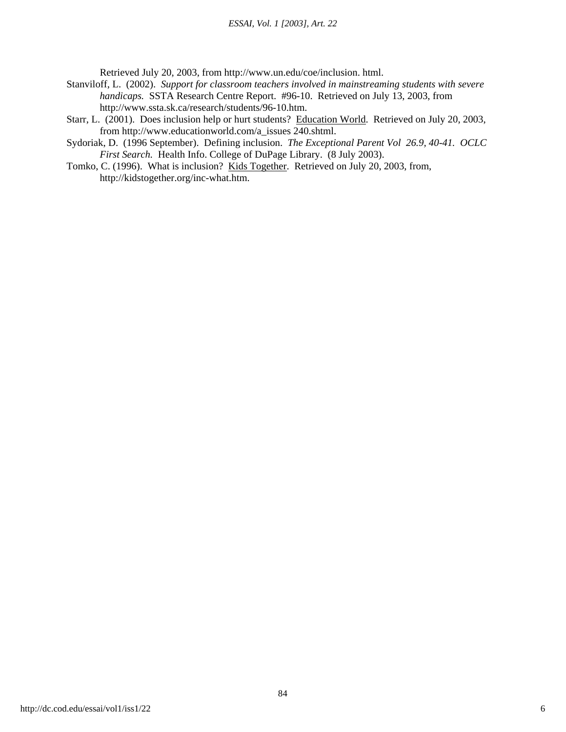Retrieved July 20, 2003, from http://www.un.edu/coe/inclusion. html.

Stanviloff, L. (2002). *Support for classroom teachers involved in mainstreaming students with severe handicaps.* SSTA Research Centre Report. #96-10. Retrieved on July 13, 2003, from http://www.ssta.sk.ca/research/students/96-10.htm.

Starr, L. (2001). Does inclusion help or hurt students? Education World. Retrieved on July 20, 2003, from http://www.educationworld.com/a_issues 240.shtml.

Sydoriak, D. (1996 September). Defining inclusion. *The Exceptional Parent Vol 26.9, 40-41. OCLC First Search.* Health Info. College of DuPage Library. (8 July 2003).

Tomko, C. (1996). What is inclusion? Kids Together. Retrieved on July 20, 2003, from, http://kidstogether.org/inc-what.htm.